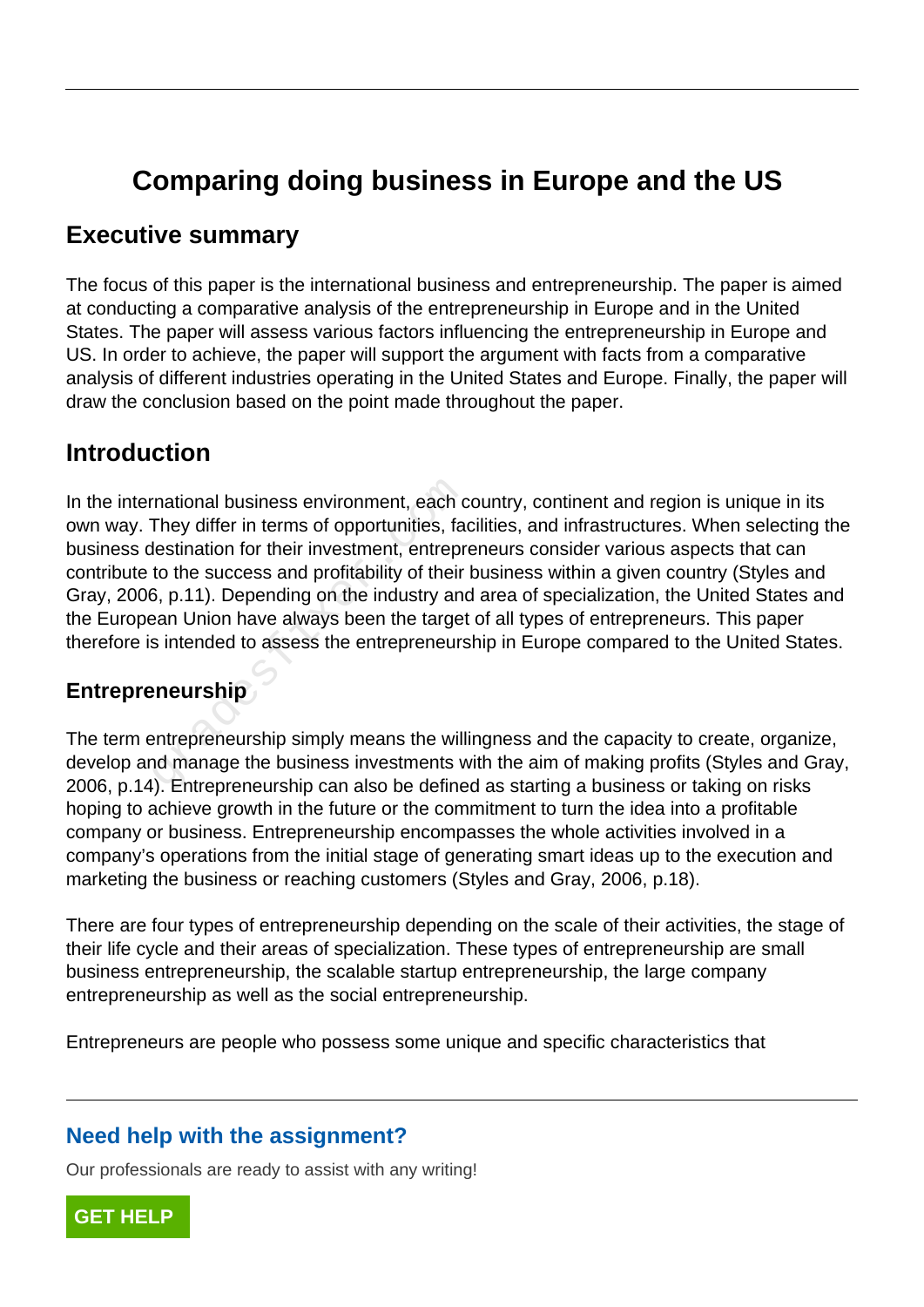# Comparing doing business in Europe and the US

## Executive summary

The focus of this paper is the international business and entrepreneurship. The paper is aimed at conducting a comparative analysis of the entrepreneurship in Europe and in the United States. The paper will assess various factors influencing the entrepreneurship in Europe and US. In order to achieve, the paper will support the argument with facts from a comparative analysis of different industries operating in the United States and Europe. Finally, the paper will draw the conclusion based on the point made throughout the paper.

## Introduction

In the international business environment, each country, continent and region is unique in its own way. They differ in terms of opportunities, facilities, and infrastructures. When selecting the business destination for their investment, entrepreneurs consider various aspects that can contribute to the success and profitability of their business within a given country (Styles and Gray, 2006, p.11). Depending on the industry and area of specialization, the United States and the European Union have always been the target of all types of entrepreneurs. This paper therefore is intended to assess the entrepreneurship in Europe compared to the United States.

### Entrepreneurship

The term entrepreneurship simply means the willingness and the capacity to create, organize, develop and manage the business investments with the aim of making profits (Styles and Gray, 2006, p.14). Entrepreneurship can also be defined as starting a business or taking on risks hoping to achieve growth in the future or the commitment to turn the idea into a profitable company or business. Entrepreneurship encompasses the whole activities involved in a company's operations from the initial stage of generating smart ideas up to the execution and marketing the business or reaching customers (Styles and Gray, 2006, p.18).

There are four types of entrepreneurship depending on the scale of their activities, the stage of their life cycle and their areas of specialization. These types of entrepreneurship are small business entrepreneurship, the scalable startup entrepreneurship, the large company entrepreneurship as well as the social entrepreneurship.

Entrepreneurs are people who possess some unique and specific characteristics that

**Need help with the assignment?**

Our professionals are ready to assist with any writing!

GET HELP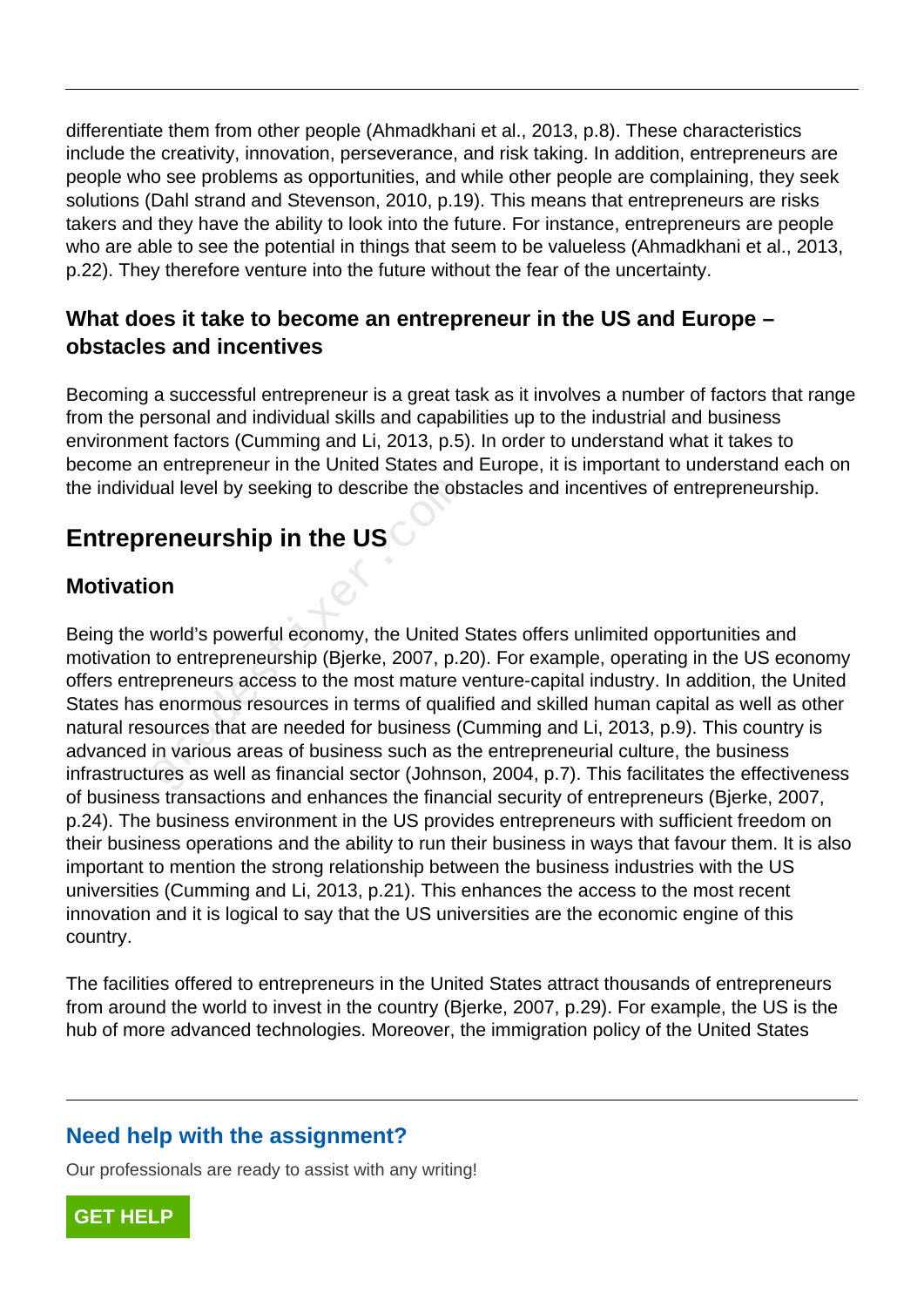differentiate them from other people (Ahmadkhani et al., 2013, p.8). These characteristics include the creativity, innovation, perseverance, and risk taking. In addition, entrepreneurs are people who see problems as opportunities, and while other people are complaining, they seek solutions (Dahl strand and Stevenson, 2010, p.19). This means that entrepreneurs are risks takers and they have the ability to look into the future. For instance, entrepreneurs are people who are able to see the potential in things that seem to be valueless (Ahmadkhani et al., 2013, p.22). They therefore venture into the future without the fear of the uncertainty.

### What does it take to become an entrepreneur in the US and Europe – obstacles and incentives

Becoming a successful entrepreneur is a great task as it involves a number of factors that range from the personal and individual skills and capabilities up to the industrial and business environment factors (Cumming and Li, 2013, p.5). In order to understand what it takes to become an entrepreneur in the United States and Europe, it is important to understand each on the individual level by seeking to describe the obstacles and incentives of entrepreneurship.

## Entrepreneurship in the US

### Motivation

Being the world's powerful economy, the United States offers unlimited opportunities and motivation to entrepreneurship (Bjerke, 2007, p.20). For example, operating in the US economy offers entrepreneurs access to the most mature venture-capital industry. In addition, the United States has enormous resources in terms of qualified and skilled human capital as well as other natural resources that are needed for business (Cumming and Li, 2013, p.9). This country is advanced in various areas of business such as the entrepreneurial culture, the business infrastructures as well as financial sector (Johnson, 2004, p.7). This facilitates the effectiveness of business transactions and enhances the financial security of entrepreneurs (Bjerke, 2007, p.24). The business environment in the US provides entrepreneurs with sufficient freedom on their business operations and the ability to run their business in ways that favour them. It is also important to mention the strong relationship between the business industries with the US universities (Cumming and Li, 2013, p.21). This enhances the access to the most recent innovation and it is logical to say that the US universities are the economic engine of this country.

The facilities offered to entrepreneurs in the United States attract thousands of entrepreneurs from around the world to invest in the country (Bjerke, 2007, p.29). For example, the US is the hub of more advanced technologies. Moreover, the immigration policy of the United States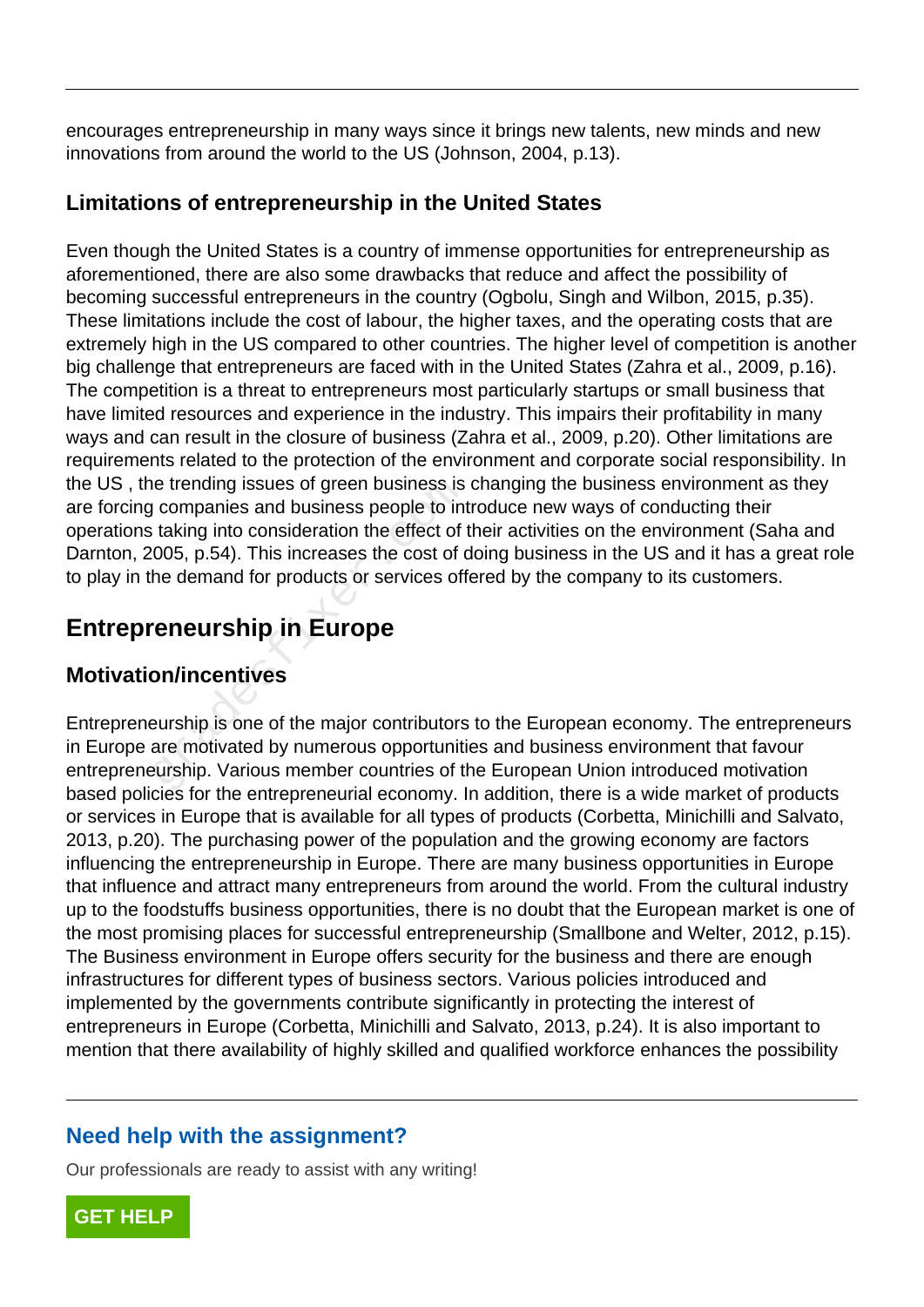encourages entrepreneurship in many ways since it brings new talents, new minds and new innovations from around the world to the US (Johnson, 2004, p.13).

### Limitations of entrepreneurship in the United States

Even though the United States is a country of immense opportunities for entrepreneurship as aforementioned, there are also some drawbacks that reduce and affect the possibility of becoming successful entrepreneurs in the country (Ogbolu, Singh and Wilbon, 2015, p.35). These limitations include the cost of labour, the higher taxes, and the operating costs that are extremely high in the US compared to other countries. The higher level of competition is another big challenge that entrepreneurs are faced with in the United States (Zahra et al., 2009, p.16). The competition is a threat to entrepreneurs most particularly startups or small business that have limited resources and experience in the industry. This impairs their profitability in many ways and can result in the closure of business (Zahra et al., 2009, p.20). Other limitations are requirements related to the protection of the environment and corporate social responsibility. In the US , the trending issues of green business is changing the business environment as they are forcing companies and business people to introduce new ways of conducting their operations taking into consideration the effect of their activities on the environment (Saha and Darnton, 2005, p.54). This increases the cost of doing business in the US and it has a great role to play in the demand for products or services offered by the company to its customers.

## Entrepreneurship in Europe

### Motivation/incentives

Entrepreneurship is one of the major contributors to the European economy. The entrepreneurs in Europe are motivated by numerous opportunities and business environment that favour entrepreneurship. Various member countries of the European Union introduced motivation based policies for the entrepreneurial economy. In addition, there is a wide market of products or services in Europe that is available for all types of products (Corbetta, Minichilli and Salvato, 2013, p.20). The purchasing power of the population and the growing economy are factors influencing the entrepreneurship in Europe. There are many business opportunities in Europe that influence and attract many entrepreneurs from around the world. From the cultural industry up to the foodstuffs business opportunities, there is no doubt that the European market is one of the most promising places for successful entrepreneurship (Smallbone and Welter, 2012, p.15). The Business environment in Europe offers security for the business and there are enough infrastructures for different types of business sectors. Various policies introduced and implemented by the governments contribute significantly in protecting the interest of entrepreneurs in Europe (Corbetta, Minichilli and Salvato, 2013, p.24). It is also important to mention that there availability of highly skilled and qualified workforce enhances the possibility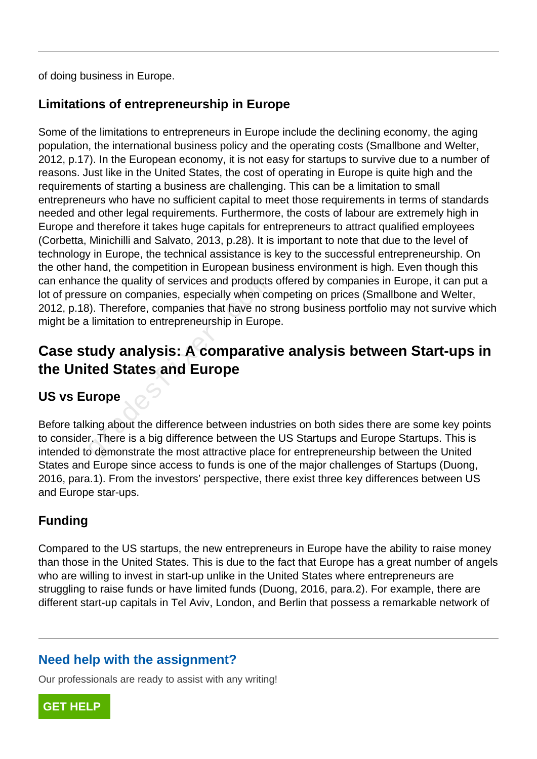of doing business in Europe.

### Limitations of entrepreneurship in Europe

Some of the limitations to entrepreneurs in Europe include the declining economy, the aging population, the international business policy and the operating costs (Smallbone and Welter, 2012, p.17). In the European economy, it is not easy for startups to survive due to a number of reasons. Just like in the United States, the cost of operating in Europe is quite high and the requirements of starting a business are challenging. This can be a limitation to small entrepreneurs who have no sufficient capital to meet those requirements in terms of standards needed and other legal requirements. Furthermore, the costs of labour are extremely high in Europe and therefore it takes huge capitals for entrepreneurs to attract qualified employees (Corbetta, Minichilli and Salvato, 2013, p.28). It is important to note that due to the level of technology in Europe, the technical assistance is key to the successful entrepreneurship. On the other hand, the competition in European business environment is high. Even though this can enhance the quality of services and products offered by companies in Europe, it can put a lot of pressure on companies, especially when competing on prices (Smallbone and Welter, 2012, p.18). Therefore, companies that have no strong business portfolio may not survive which might be a limitation to entrepreneurship in Europe.

## Case study analysis: A comparative analysis between Start-ups in the United States and Europe

### US vs Europe

Before talking about the difference between industries on both sides there are some key points to consider. There is a big difference between the US Startups and Europe Startups. This is intended to demonstrate the most attractive place for entrepreneurship between the United States and Europe since access to funds is one of the major challenges of Startups (Duong, 2016, para.1). From the investors' perspective, there exist three key differences between US and Europe star-ups.

### Funding

Compared to the US startups, the new entrepreneurs in Europe have the ability to raise money than those in the United States. This is due to the fact that Europe has a great number of angels who are willing to invest in start-up unlike in the United States where entrepreneurs are struggling to raise funds or have limited funds (Duong, 2016, para.2). For example, there are different start-up capitals in Tel Aviv, London, and Berlin that possess a remarkable network of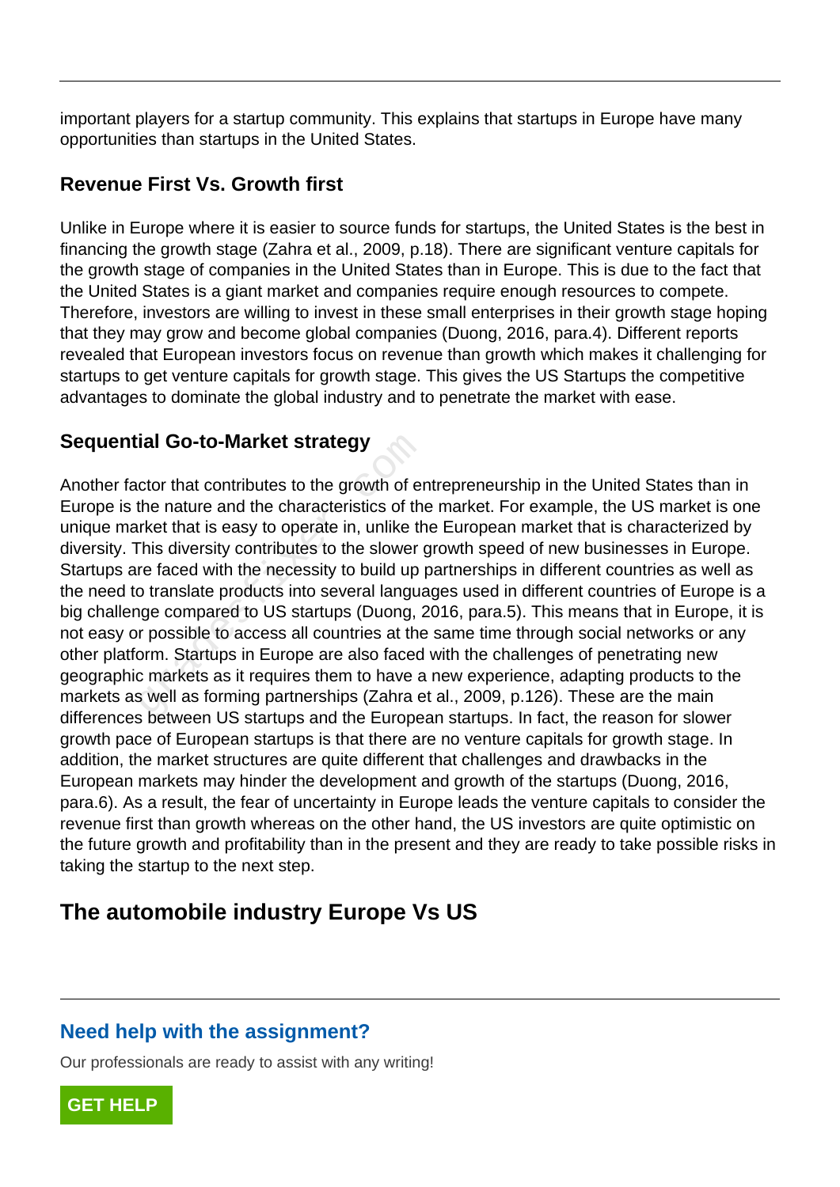important players for a startup community. This explains that startups in Europe have many opportunities than startups in the United States.

### Revenue First Vs. Growth first

Unlike in Europe where it is easier to source funds for startups, the United States is the best in financing the growth stage (Zahra et al., 2009, p.18). There are significant venture capitals for the growth stage of companies in the United States than in Europe. This is due to the fact that the United States is a giant market and companies require enough resources to compete. Therefore, investors are willing to invest in these small enterprises in their growth stage hoping that they may grow and become global companies (Duong, 2016, para.4). Different reports revealed that European investors focus on revenue than growth which makes it challenging for startups to get venture capitals for growth stage. This gives the US Startups the competitive advantages to dominate the global industry and to penetrate the market with ease.

### Sequential Go-to-Market strategy

Another factor that contributes to the growth of entrepreneurship in the United States than in Europe is the nature and the characteristics of the market. For example, the US market is one unique market that is easy to operate in, unlike the European market that is characterized by diversity. This diversity contributes to the slower growth speed of new businesses in Europe. Startups are faced with the necessity to build up partnerships in different countries as well as the need to translate products into several languages used in different countries of Europe is a big challenge compared to US startups (Duong, 2016, para.5). This means that in Europe, it is not easy or possible to access all countries at the same time through social networks or any other platform. Startups in Europe are also faced with the challenges of penetrating new geographic markets as it requires them to have a new experience, adapting products to the markets as well as forming partnerships (Zahra et al., 2009, p.126). These are the main differences between US startups and the European startups. In fact, the reason for slower growth pace of European startups is that there are no venture capitals for growth stage. In addition, the market structures are quite different that challenges and drawbacks in the European markets may hinder the development and growth of the startups (Duong, 2016, para.6). As a result, the fear of uncertainty in Europe leads the venture capitals to consider the revenue first than growth whereas on the other hand, the US investors are quite optimistic on the future growth and profitability than in the present and they are ready to take possible risks in taking the startup to the next step.

## The automobile industry Europe Vs US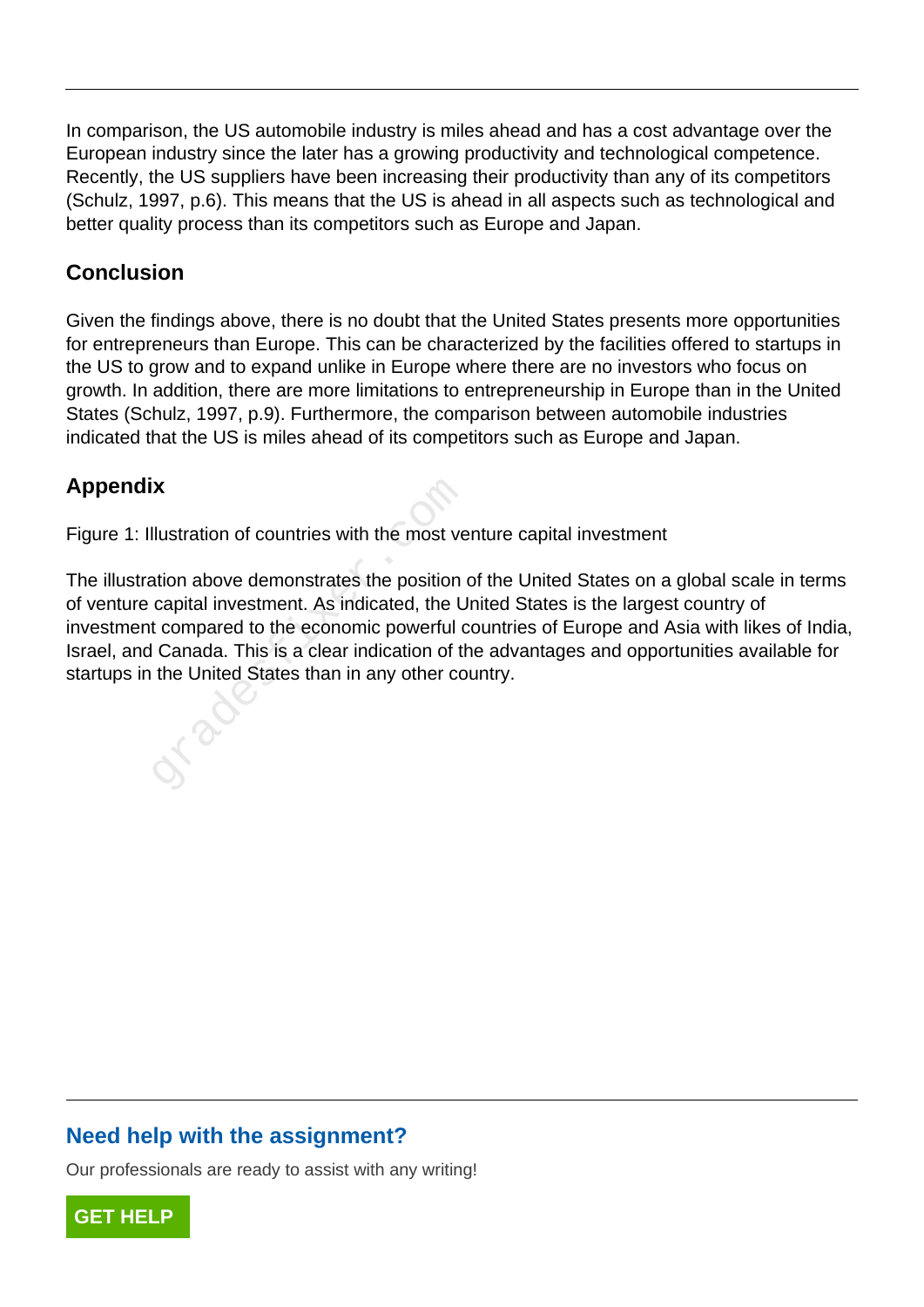In comparison, the US automobile industry is miles ahead and has a cost advantage over the European industry since the later has a growing productivity and technological competence. Recently, the US suppliers have been increasing their productivity than any of its competitors (Schulz, 1997, p.6). This means that the US is ahead in all aspects such as technological and better quality process than its competitors such as Europe and Japan.

## Conclusion

Given the findings above, there is no doubt that the United States presents more opportunities for entrepreneurs than Europe. This can be characterized by the facilities offered to startups in the US to grow and to expand unlike in Europe where there are no investors who focus on growth. In addition, there are more limitations to entrepreneurship in Europe than in the United States (Schulz, 1997, p.9). Furthermore, the comparison between automobile industries indicated that the US is miles ahead of its competitors such as Europe and Japan.

## Appendix

Figure 1: Illustration of countries with the most venture capital investment

The illustration above demonstrates the position of the United States on a global scale in terms of venture capital investment. As indicated, the United States is the largest country of investment compared to the economic powerful countries of Europe and Asia with likes of India, Israel, and Canada. This is a clear indication of the advantages and opportunities available for startups in the United States than in any other country.